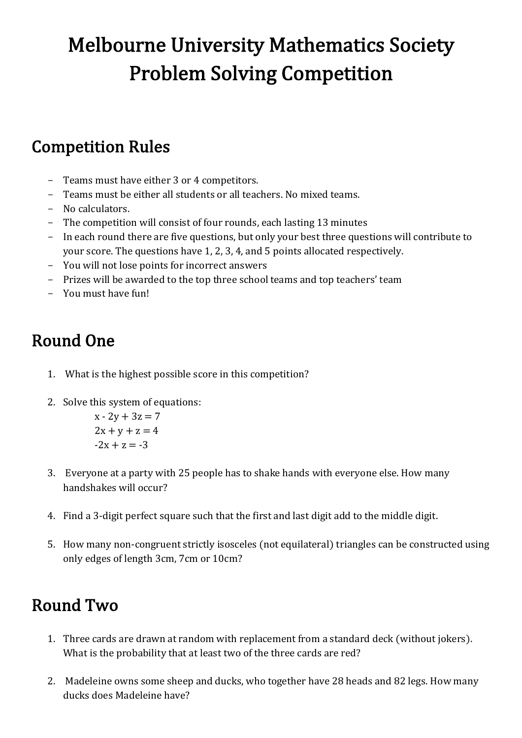# Melbourne University Mathematics Society Problem Solving Competition

## Competition Rules

- Teams must have either 3 or 4 competitors.
- Teams must be either all students or all teachers. No mixed teams.
- No calculators.
- The competition will consist of four rounds, each lasting 13 minutes
- In each round there are five questions, but only your best three questions will contribute to your score. The questions have 1, 2, 3, 4, and 5 points allocated respectively.
- You will not lose points for incorrect answers
- Prizes will be awarded to the top three school teams and top teachers' team
- You must have fun!

## Round One

1. What is the highest possible score in this competition?

2. Solve this system of equations:

$$x - 2y + 3z = 7$$
$$2x + y + z = 4$$
$$-2x + z = -3$$

3. Everyone at a party with 25 people has to shake hands with everyone else. How many handshakes will occur?

4. Find a 3-digit perfect square such that the first and last digit add to the middle digit.

5. How many non-congruent strictly isosceles (not equilateral) triangles can be constructed using only edges of length 3cm, 7cm or 10cm?

## Round Two

1. Three cards are drawn at random with replacement from a standard deck (without jokers). What is the probability that at least two of the three cards are red?

2. Madeleine owns some sheep and ducks, who together have 28 heads and 82 legs. How many ducks does Madeleine have?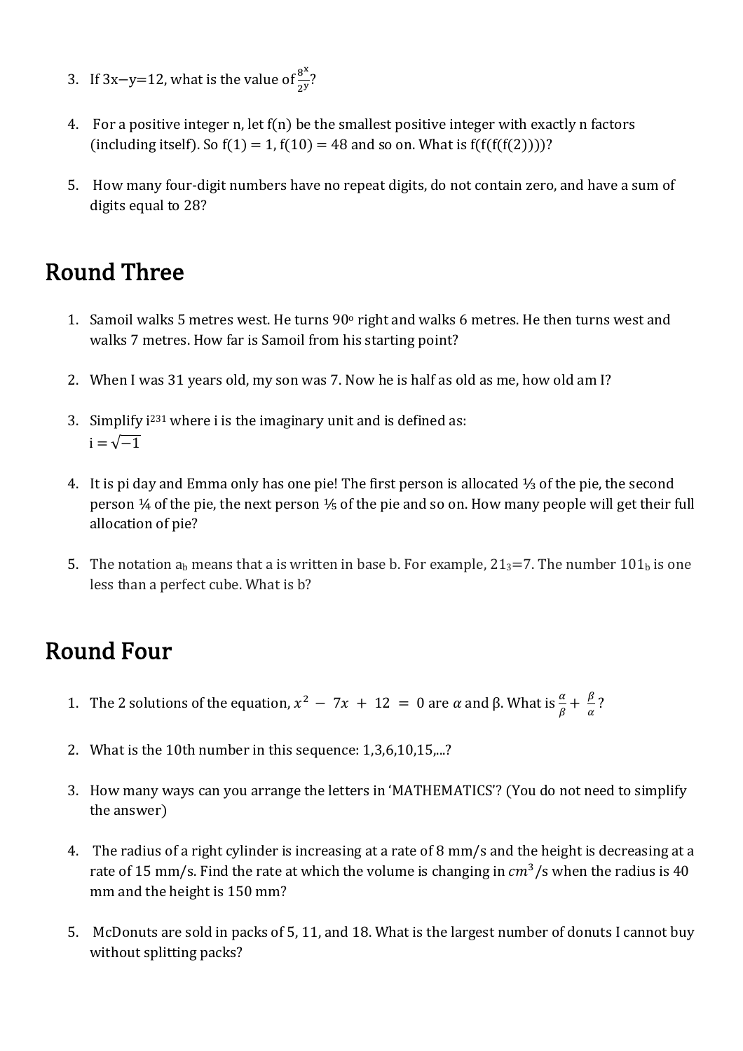3. If 3x−y=12, what is the value of $\frac{8^x}{2^y}$?

4. For a positive integer n, let f(n) be the smallest positive integer with exactly n factors (including itself). So f(1) = 1, f(10) = 48 and so on. What is f(f(f(f(2))))?

5. How many four-digit numbers have no repeat digits, do not contain zero, and have a sum of digits equal to 28?

## Round Three

1. Samoil walks 5 metres west. He turns 90° right and walks 6 metres. He then turns west and walks 7 metres. How far is Samoil from his starting point?

2. When I was 31 years old, my son was 7. Now he is half as old as me, how old am I?

3. Simplify $i^{231}$ where i is the imaginary unit and is defined as:
   $i = \sqrt{-1}$

4. It is pi day and Emma only has one pie! The first person is allocated ⅓ of the pie, the second person ¼ of the pie, the next person ⅕ of the pie and so on. How many people will get their full allocation of pie?

5. The notation $a_b$ means that a is written in base b. For example, $21_3$=7. The number $101_b$ is one less than a perfect cube. What is b?

## Round Four

1. The 2 solutions of the equation, $x^2 - 7x + 12 = 0$ are $\alpha$ and β. What is $\frac{\alpha}{\beta} + \frac{\beta}{\alpha}$?

2. What is the 10th number in this sequence: 1,3,6,10,15,...?

3. How many ways can you arrange the letters in 'MATHEMATICS'? (You do not need to simplify the answer)

4. The radius of a right cylinder is increasing at a rate of 8 mm/s and the height is decreasing at a rate of 15 mm/s. Find the rate at which the volume is changing in $cm^3$/s when the radius is 40 mm and the height is 150 mm?

5. McDonuts are sold in packs of 5, 11, and 18. What is the largest number of donuts I cannot buy without splitting packs?